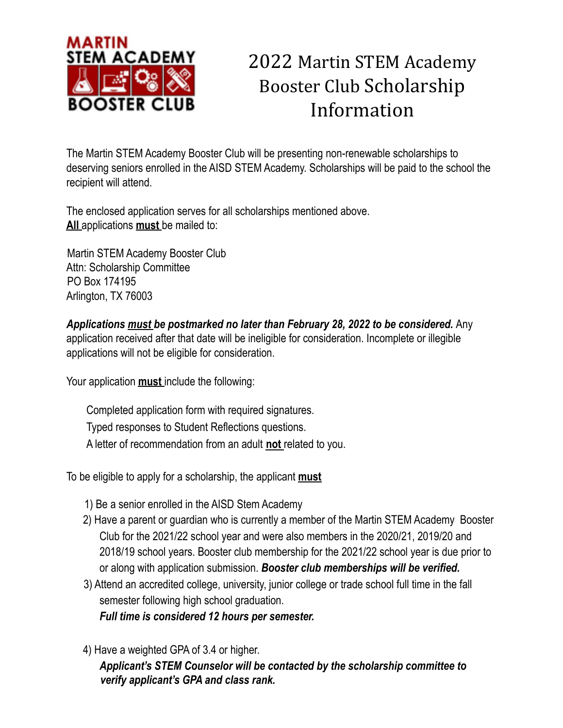# 2022 Martin STEM Academy Booster Club Scholarship Information

The Martin STEM Academy Booster Club will be presenting non-renewable scholarships to deserving seniors enrolled in the AISD STEM Academy. Scholarships will be paid to the school the recipient will attend.

The enclosed application serves for all scholarships mentioned above.
**All** applications **must** be mailed to:

Martin STEM Academy Booster Club
Attn: Scholarship Committee
PO Box 174195
Arlington, TX 76003

***Applications must be postmarked no later than February 28, 2022 to be considered.*** Any application received after that date will be ineligible for consideration. Incomplete or illegible applications will not be eligible for consideration.

Your application **must** include the following:

- Completed application form with required signatures.
- Typed responses to Student Reflections questions.
- A letter of recommendation from an adult **not** related to you.

To be eligible to apply for a scholarship, the applicant **must**

1) Be a senior enrolled in the AISD Stem Academy
2) Have a parent or guardian who is currently a member of the Martin STEM Academy Booster Club for the 2021/22 school year and were also members in the 2020/21, 2019/20 and 2018/19 school years. Booster club membership for the 2021/22 school year is due prior to or along with application submission. ***Booster club memberships will be verified.***
3) Attend an accredited college, university, junior college or trade school full time in the fall semester following high school graduation.
   ***Full time is considered 12 hours per semester.***
4) Have a weighted GPA of 3.4 or higher.
   ***Applicant's STEM Counselor will be contacted by the scholarship committee to verify applicant's GPA and class rank.***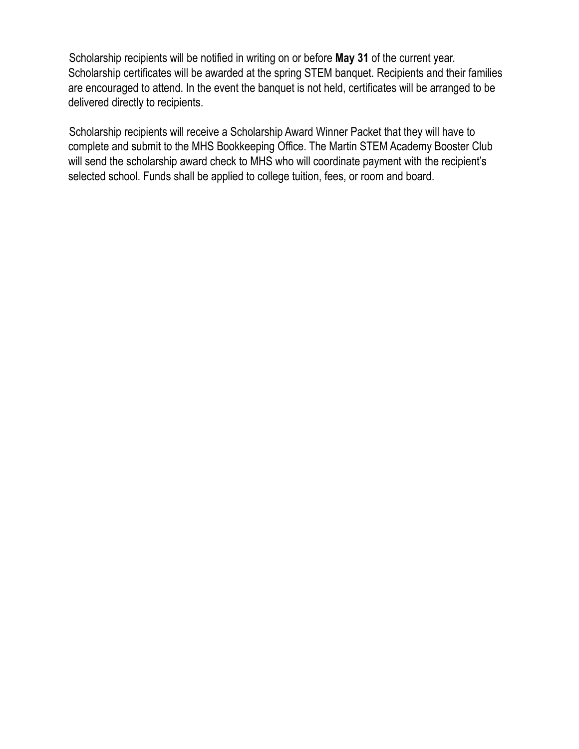Scholarship recipients will be notified in writing on or before **May 31** of the current year. Scholarship certificates will be awarded at the spring STEM banquet. Recipients and their families are encouraged to attend. In the event the banquet is not held, certificates will be arranged to be delivered directly to recipients.

Scholarship recipients will receive a Scholarship Award Winner Packet that they will have to complete and submit to the MHS Bookkeeping Office. The Martin STEM Academy Booster Club will send the scholarship award check to MHS who will coordinate payment with the recipient's selected school. Funds shall be applied to college tuition, fees, or room and board.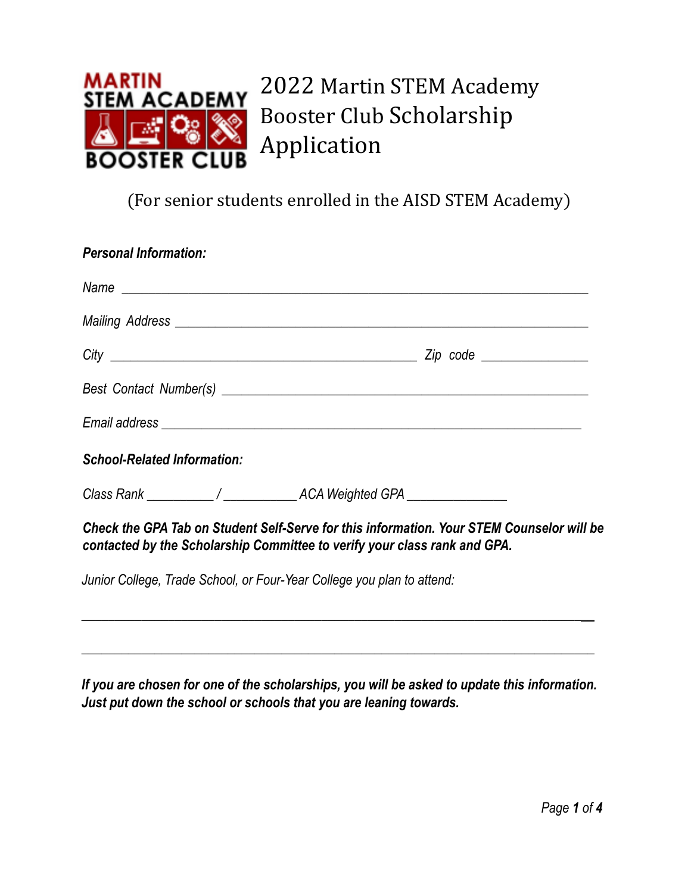# 2022 Martin STEM Academy Booster Club Scholarship Application

(For senior students enrolled in the AISD STEM Academy)

***Personal Information:***

*Name* ______________________________________________________________________

*Mailing Address* _______________________________________________________________

*City* ____________________________________________ *Zip code* _______________

*Best Contact Number(s)* _________________________________________________________

*Email address* _________________________________________________________________

***School-Related Information:***

*Class Rank* __________ / ___________ *ACA Weighted GPA* _______________

***Check the GPA Tab on Student Self-Serve for this information. Your STEM Counselor will be contacted by the Scholarship Committee to verify your class rank and GPA.***

*Junior College, Trade School, or Four-Year College you plan to attend:*

___________________________________________________________________________

___________________________________________________________________________

***If you are chosen for one of the scholarships, you will be asked to update this information. Just put down the school or schools that you are leaning towards.***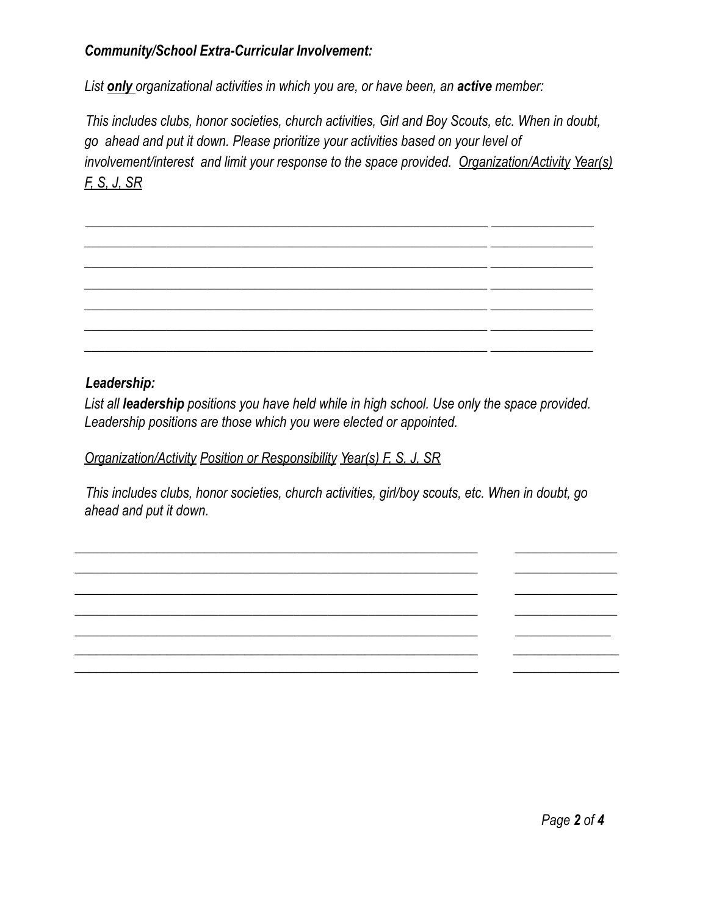***Community/School Extra-Curricular Involvement:***

*List* ***only*** *organizational activities in which you are, or have been, an* ***active*** *member:*

*This includes clubs, honor societies, church activities, Girl and Boy Scouts, etc. When in doubt, go ahead and put it down. Please prioritize your activities based on your level of involvement/interest and limit your response to the space provided.* *Organization/Activity Year(s) F, S, J, SR*

| Organization/Activity | Year(s) F, S, J, SR |
| --- | --- |
| | |
| | |
| | |
| | |
| | |
| | |
| | |

***Leadership:***

*List all* ***leadership*** *positions you have held while in high school. Use only the space provided. Leadership positions are those which you were elected or appointed.*

*Organization/Activity Position or Responsibility Year(s) F, S, J, SR*

*This includes clubs, honor societies, church activities, girl/boy scouts, etc. When in doubt, go ahead and put it down.*

| Organization/Activity / Position or Responsibility | Year(s) F, S, J, SR |
| --- | --- |
| | |
| | |
| | |
| | |
| | |
| | |
| | |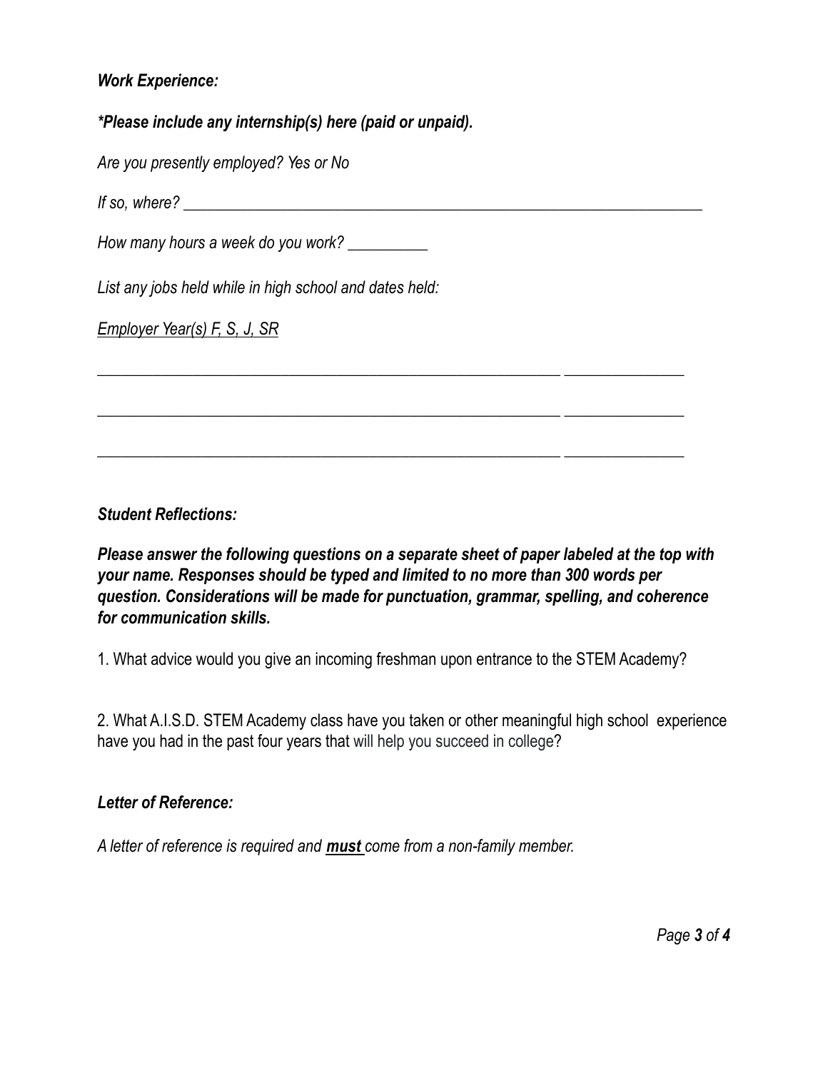***Work Experience:***

***\*Please include any internship(s) here (paid or unpaid).***

*Are you presently employed? Yes or No*

*If so, where?* ____________________________________________________________________

*How many hours a week do you work?* __________

*List any jobs held while in high school and dates held:*

*<u>Employer Year(s) F, S, J, SR</u>*

____________________________________________________________ _______________

____________________________________________________________ _______________

____________________________________________________________ _______________

***Student Reflections:***

***Please answer the following questions on a separate sheet of paper labeled at the top with your name. Responses should be typed and limited to no more than 300 words per question. Considerations will be made for punctuation, grammar, spelling, and coherence for communication skills.***

1. What advice would you give an incoming freshman upon entrance to the STEM Academy?

2. What A.I.S.D. STEM Academy class have you taken or other meaningful high school experience have you had in the past four years that will help you succeed in college?

***Letter of Reference:***

*A letter of reference is required and **<u>must</u>** come from a non-family member.*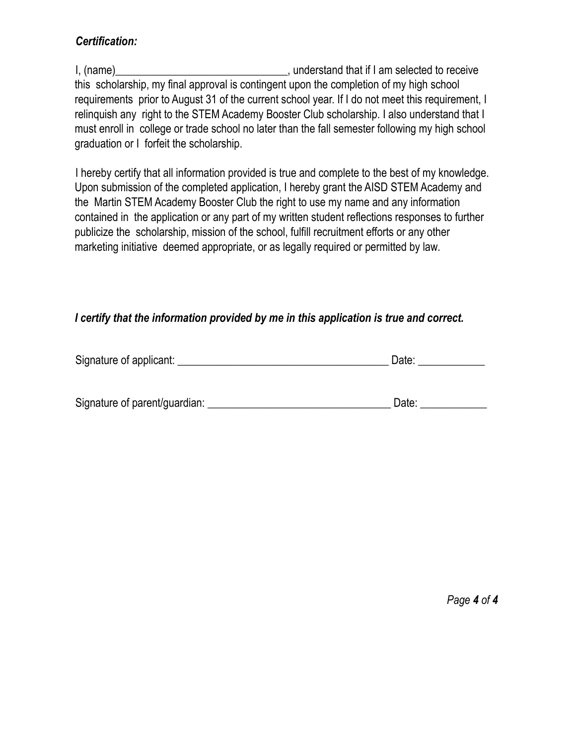***Certification:***

I, (name)_______________________________, understand that if I am selected to receive this scholarship, my final approval is contingent upon the completion of my high school requirements prior to August 31 of the current school year. If I do not meet this requirement, I relinquish any right to the STEM Academy Booster Club scholarship. I also understand that I must enroll in college or trade school no later than the fall semester following my high school graduation or I forfeit the scholarship.

I hereby certify that all information provided is true and complete to the best of my knowledge. Upon submission of the completed application, I hereby grant the AISD STEM Academy and the Martin STEM Academy Booster Club the right to use my name and any information contained in the application or any part of my written student reflections responses to further publicize the scholarship, mission of the school, fulfill recruitment efforts or any other marketing initiative deemed appropriate, or as legally required or permitted by law.

***I certify that the information provided by me in this application is true and correct.***

Signature of applicant: ______________________________________ Date: ____________

Signature of parent/guardian: _________________________________ Date: ____________